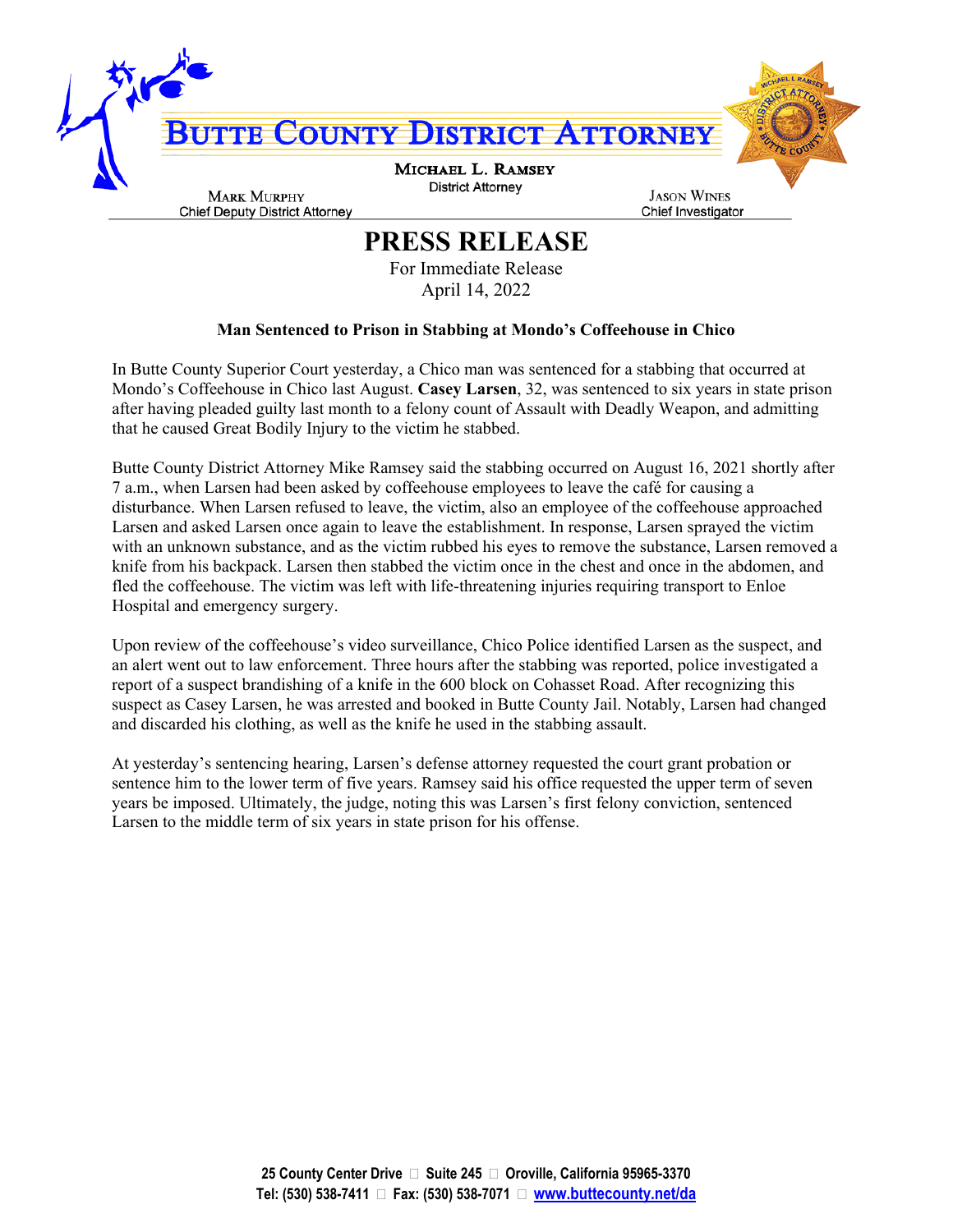# BUTTE COUNTY DISTRICT ATTORNEY

**MICHAEL L. RAMSEY**
District Attorney

**MARK MURPHY**
Chief Deputy District Attorney

**JASON WINES**
Chief Investigator

## PRESS RELEASE

For Immediate Release
April 14, 2022

**Man Sentenced to Prison in Stabbing at Mondo's Coffeehouse in Chico**

In Butte County Superior Court yesterday, a Chico man was sentenced for a stabbing that occurred at Mondo's Coffeehouse in Chico last August. **Casey Larsen**, 32, was sentenced to six years in state prison after having pleaded guilty last month to a felony count of Assault with Deadly Weapon, and admitting that he caused Great Bodily Injury to the victim he stabbed.

Butte County District Attorney Mike Ramsey said the stabbing occurred on August 16, 2021 shortly after 7 a.m., when Larsen had been asked by coffeehouse employees to leave the café for causing a disturbance. When Larsen refused to leave, the victim, also an employee of the coffeehouse approached Larsen and asked Larsen once again to leave the establishment. In response, Larsen sprayed the victim with an unknown substance, and as the victim rubbed his eyes to remove the substance, Larsen removed a knife from his backpack. Larsen then stabbed the victim once in the chest and once in the abdomen, and fled the coffeehouse. The victim was left with life-threatening injuries requiring transport to Enloe Hospital and emergency surgery.

Upon review of the coffeehouse's video surveillance, Chico Police identified Larsen as the suspect, and an alert went out to law enforcement. Three hours after the stabbing was reported, police investigated a report of a suspect brandishing of a knife in the 600 block on Cohasset Road. After recognizing this suspect as Casey Larsen, he was arrested and booked in Butte County Jail. Notably, Larsen had changed and discarded his clothing, as well as the knife he used in the stabbing assault.

At yesterday's sentencing hearing, Larsen's defense attorney requested the court grant probation or sentence him to the lower term of five years. Ramsey said his office requested the upper term of seven years be imposed. Ultimately, the judge, noting this was Larsen's first felony conviction, sentenced Larsen to the middle term of six years in state prison for his offense.

**25 County Center Drive ▫ Suite 245 ▫ Oroville, California 95965-3370**
**Tel: (530) 538-7411 ▫ Fax: (530) 538-7071 ▫ www.buttecounty.net/da**